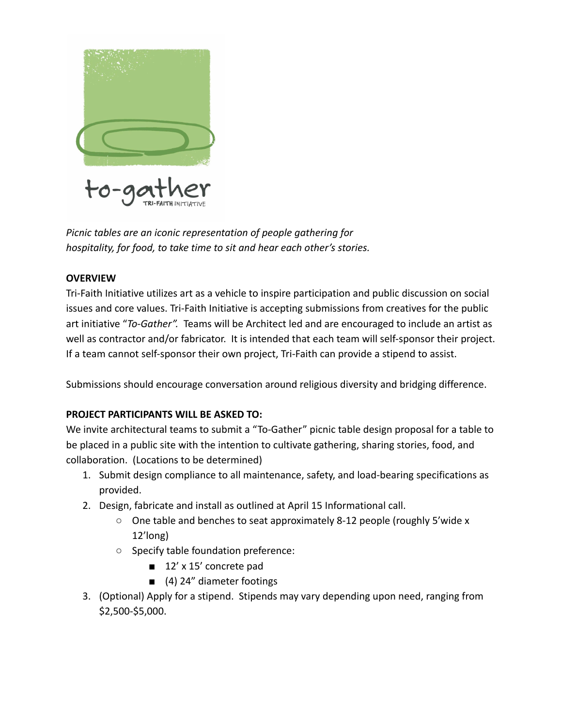to-gather

TRI-FAITH INITIATIVE

*Picnic tables are an iconic representation of people gathering for hospitality, for food, to take time to sit and hear each other's stories.*

**OVERVIEW**

Tri-Faith Initiative utilizes art as a vehicle to inspire participation and public discussion on social issues and core values. Tri-Faith Initiative is accepting submissions from creatives for the public art initiative "*To-Gather".* Teams will be Architect led and are encouraged to include an artist as well as contractor and/or fabricator. It is intended that each team will self-sponsor their project. If a team cannot self-sponsor their own project, Tri-Faith can provide a stipend to assist.

Submissions should encourage conversation around religious diversity and bridging difference.

**PROJECT PARTICIPANTS WILL BE ASKED TO:**

We invite architectural teams to submit a "To-Gather" picnic table design proposal for a table to be placed in a public site with the intention to cultivate gathering, sharing stories, food, and collaboration. (Locations to be determined)

1. Submit design compliance to all maintenance, safety, and load-bearing specifications as provided.
2. Design, fabricate and install as outlined at April 15 Informational call.
   - One table and benches to seat approximately 8-12 people (roughly 5'wide x 12'long)
   - Specify table foundation preference:
     - 12' x 15' concrete pad
     - (4) 24" diameter footings
3. (Optional) Apply for a stipend. Stipends may vary depending upon need, ranging from $2,500-$5,000.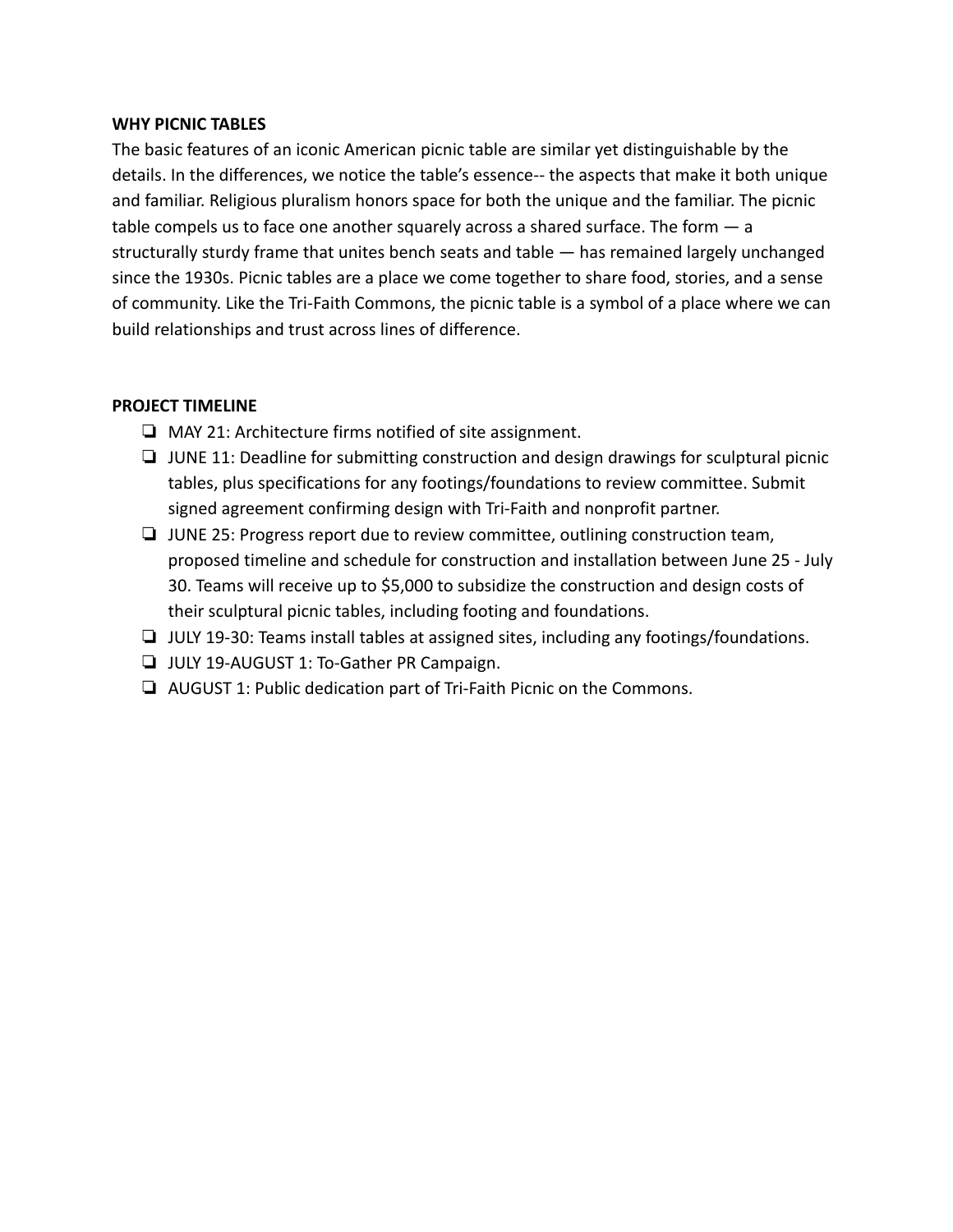## WHY PICNIC TABLES

The basic features of an iconic American picnic table are similar yet distinguishable by the details. In the differences, we notice the table's essence-- the aspects that make it both unique and familiar. Religious pluralism honors space for both the unique and the familiar. The picnic table compels us to face one another squarely across a shared surface. The form — a structurally sturdy frame that unites bench seats and table — has remained largely unchanged since the 1930s. Picnic tables are a place we come together to share food, stories, and a sense of community. Like the Tri-Faith Commons, the picnic table is a symbol of a place where we can build relationships and trust across lines of difference.

## PROJECT TIMELINE

- [ ] MAY 21: Architecture firms notified of site assignment.
- [ ] JUNE 11: Deadline for submitting construction and design drawings for sculptural picnic tables, plus specifications for any footings/foundations to review committee. Submit signed agreement confirming design with Tri-Faith and nonprofit partner.
- [ ] JUNE 25: Progress report due to review committee, outlining construction team, proposed timeline and schedule for construction and installation between June 25 - July 30. Teams will receive up to $5,000 to subsidize the construction and design costs of their sculptural picnic tables, including footing and foundations.
- [ ] JULY 19-30: Teams install tables at assigned sites, including any footings/foundations.
- [ ] JULY 19-AUGUST 1: To-Gather PR Campaign.
- [ ] AUGUST 1: Public dedication part of Tri-Faith Picnic on the Commons.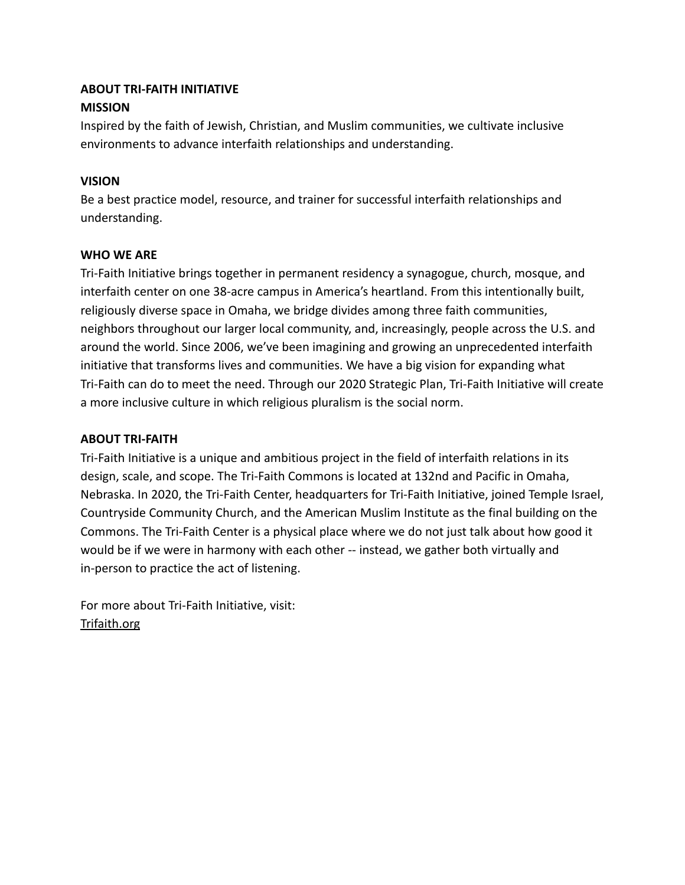## ABOUT TRI-FAITH INITIATIVE

### MISSION

Inspired by the faith of Jewish, Christian, and Muslim communities, we cultivate inclusive environments to advance interfaith relationships and understanding.

### VISION

Be a best practice model, resource, and trainer for successful interfaith relationships and understanding.

### WHO WE ARE

Tri-Faith Initiative brings together in permanent residency a synagogue, church, mosque, and interfaith center on one 38-acre campus in America's heartland. From this intentionally built, religiously diverse space in Omaha, we bridge divides among three faith communities, neighbors throughout our larger local community, and, increasingly, people across the U.S. and around the world. Since 2006, we've been imagining and growing an unprecedented interfaith initiative that transforms lives and communities. We have a big vision for expanding what Tri-Faith can do to meet the need. Through our 2020 Strategic Plan, Tri-Faith Initiative will create a more inclusive culture in which religious pluralism is the social norm.

### ABOUT TRI-FAITH

Tri-Faith Initiative is a unique and ambitious project in the field of interfaith relations in its design, scale, and scope. The Tri-Faith Commons is located at 132nd and Pacific in Omaha, Nebraska. In 2020, the Tri-Faith Center, headquarters for Tri-Faith Initiative, joined Temple Israel, Countryside Community Church, and the American Muslim Institute as the final building on the Commons. The Tri-Faith Center is a physical place where we do not just talk about how good it would be if we were in harmony with each other -- instead, we gather both virtually and in-person to practice the act of listening.

For more about Tri-Faith Initiative, visit:
[Trifaith.org](https://trifaith.org)